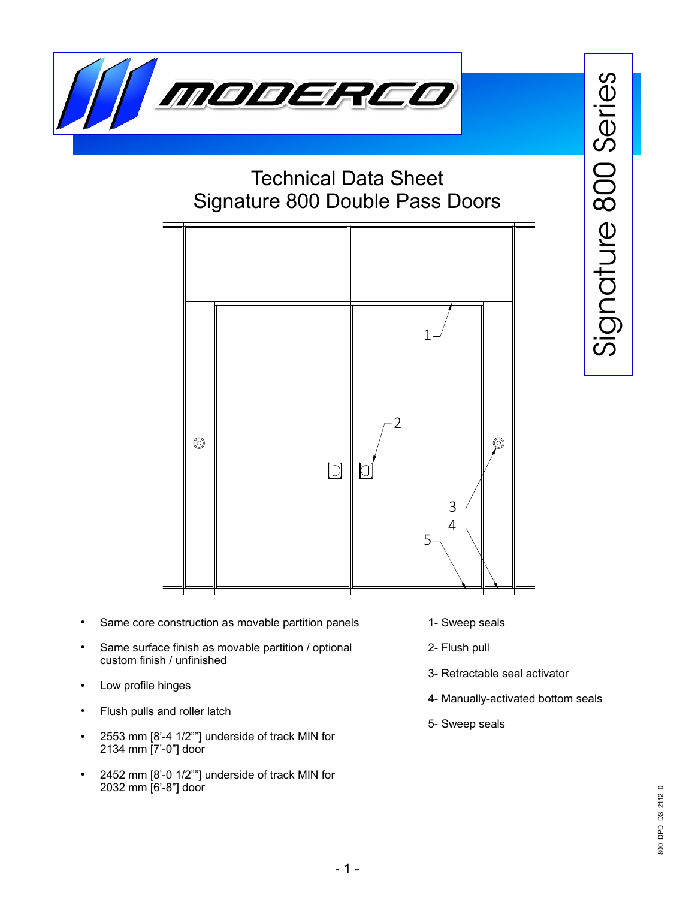# Technical Data Sheet
## Signature 800 Double Pass Doors

Signature 800 Series

- Same core construction as movable partition panels
- Same surface finish as movable partition / optional custom finish / unfinished
- Low profile hinges
- Flush pulls and roller latch
- 2553 mm [8'-4 1/2""] underside of track MIN for 2134 mm [7'-0"] door
- 2452 mm [8'-0 1/2""] underside of track MIN for 2032 mm [6'-8"] door

1- Sweep seals

2- Flush pull

3- Retractable seal activator

4- Manually-activated bottom seals

5- Sweep seals

800_DPD_DS_2112_0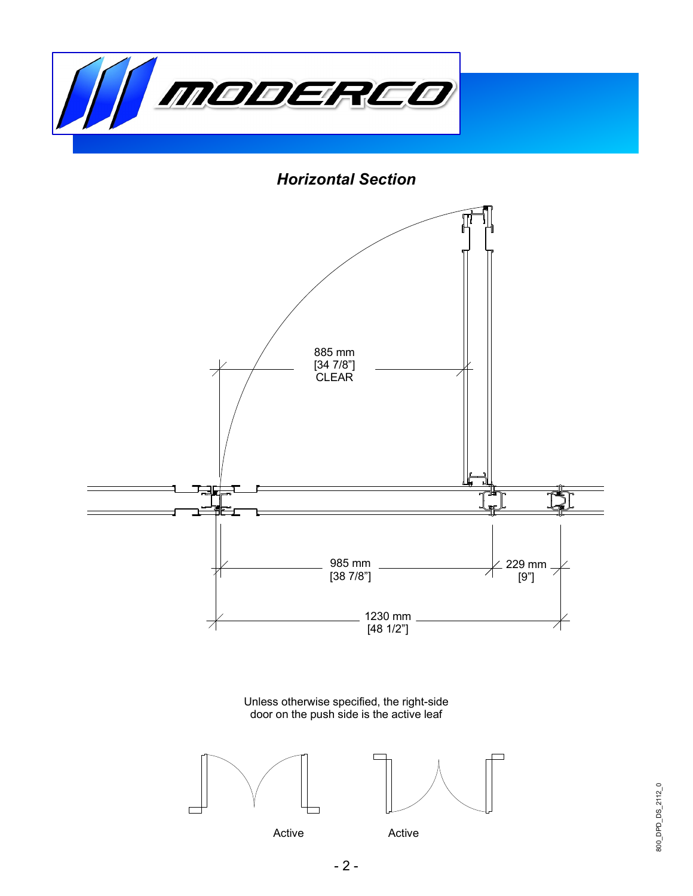## *Horizontal Section*

885 mm
[34 7/8"]
CLEAR

985 mm
[38 7/8"]

229 mm
[9"]

1230 mm
[48 1/2"]

Unless otherwise specified, the right-side door on the push side is the active leaf

Active

Active

800_DPD_DS_2112_0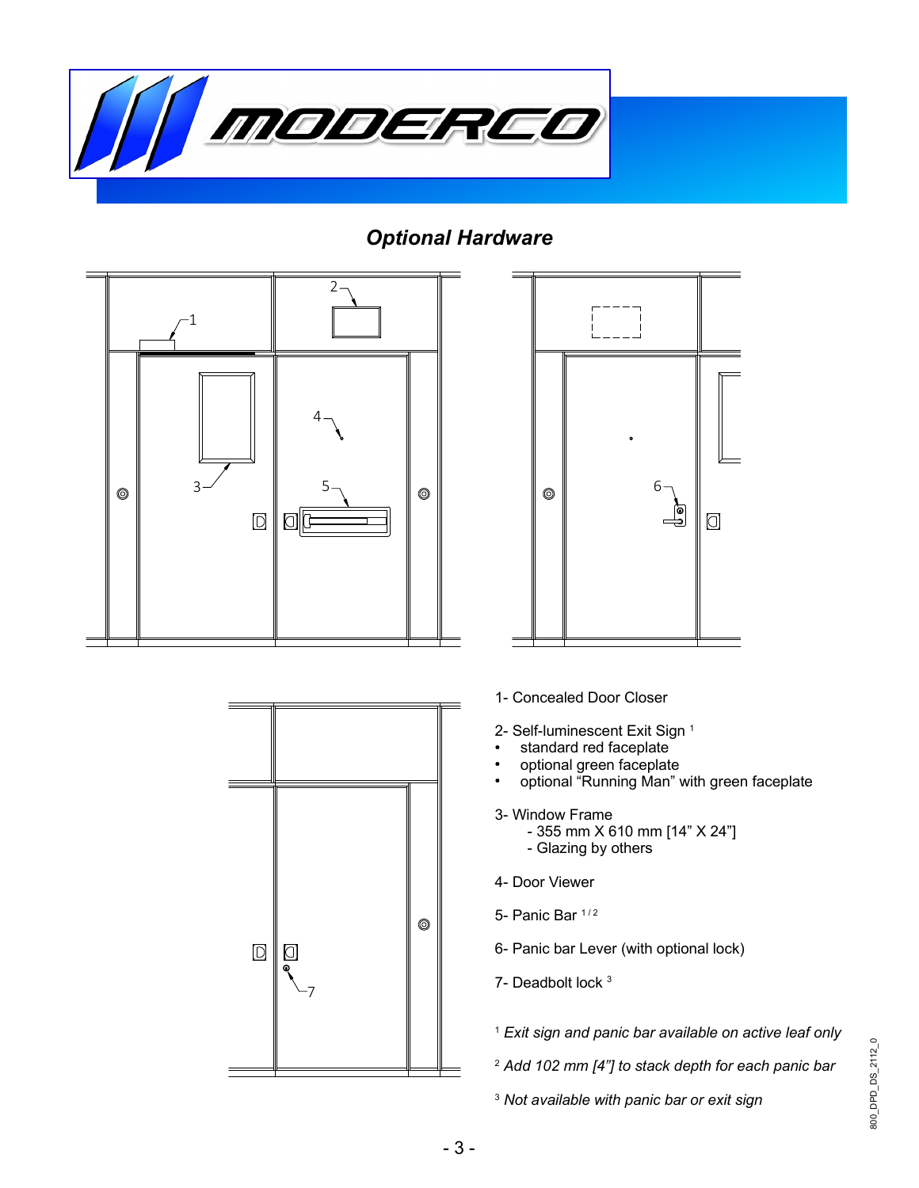## Optional Hardware

1- Concealed Door Closer

2- Self-luminescent Exit Sign [1]

- standard red faceplate
- optional green faceplate
- optional "Running Man" with green faceplate

3- Window Frame

- 355 mm X 610 mm [14" X 24"]
- Glazing by others

4- Door Viewer

5- Panic Bar [1/2]

6- Panic bar Lever (with optional lock)

7- Deadbolt lock [3]

[1] *Exit sign and panic bar available on active leaf only*

[2] *Add 102 mm [4"] to stack depth for each panic bar*

[3] *Not available with panic bar or exit sign*

800_DPD_DS_2112_0